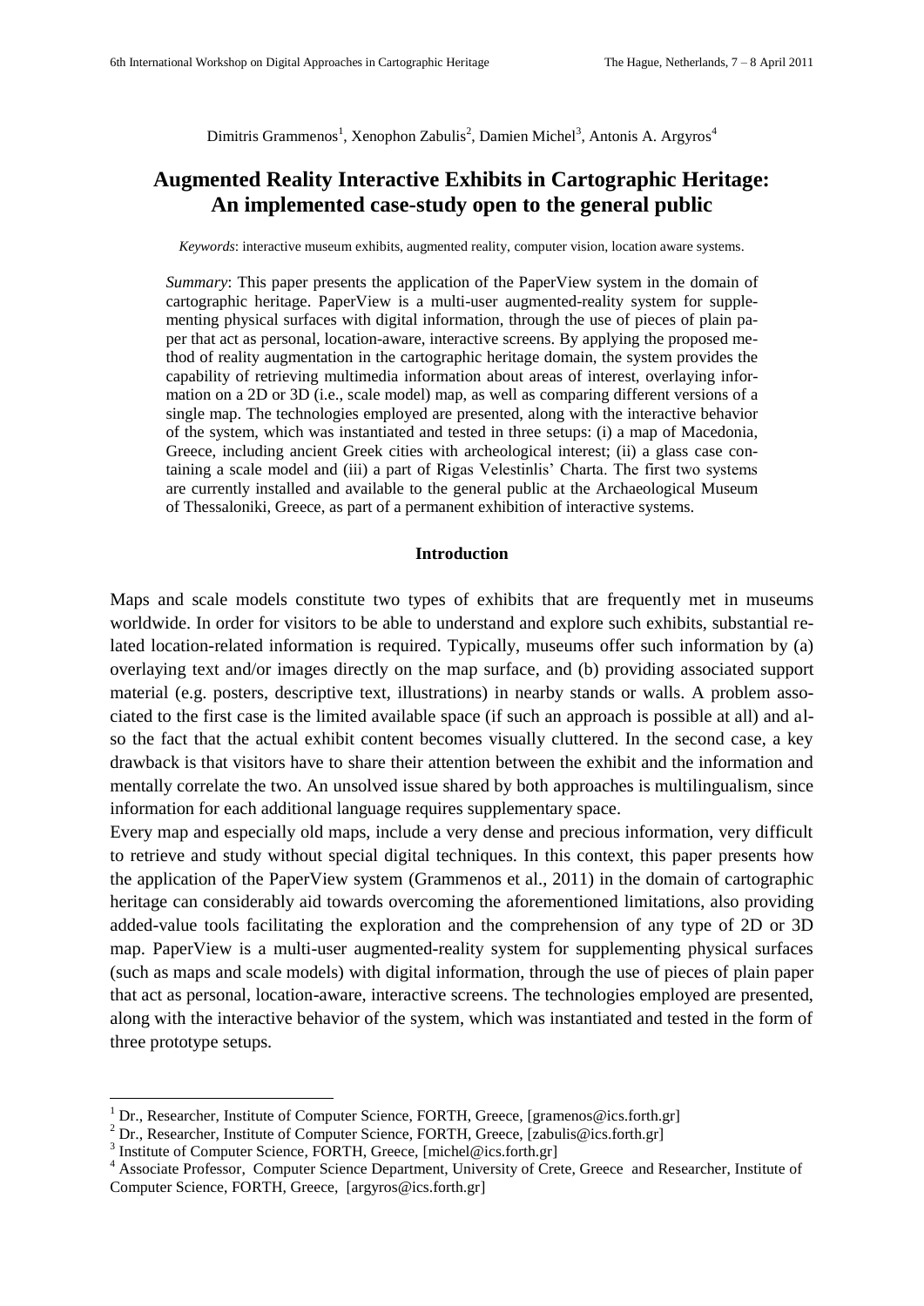Dimitris Grammenos[1], Xenophon Zabulis[2], Damien Michel[3], Antonis A. Argyros[4]

# Augmented Reality Interactive Exhibits in Cartographic Heritage: An implemented case-study open to the general public

*Keywords*: interactive museum exhibits, augmented reality, computer vision, location aware systems.

*Summary*: This paper presents the application of the PaperView system in the domain of cartographic heritage. PaperView is a multi-user augmented-reality system for supplementing physical surfaces with digital information, through the use of pieces of plain paper that act as personal, location-aware, interactive screens. By applying the proposed method of reality augmentation in the cartographic heritage domain, the system provides the capability of retrieving multimedia information about areas of interest, overlaying information on a 2D or 3D (i.e., scale model) map, as well as comparing different versions of a single map. The technologies employed are presented, along with the interactive behavior of the system, which was instantiated and tested in three setups: (i) a map of Macedonia, Greece, including ancient Greek cities with archeological interest; (ii) a glass case containing a scale model and (iii) a part of Rigas Velestinlis' Charta. The first two systems are currently installed and available to the general public at the Archaeological Museum of Thessaloniki, Greece, as part of a permanent exhibition of interactive systems.

## Introduction

Maps and scale models constitute two types of exhibits that are frequently met in museums worldwide. In order for visitors to be able to understand and explore such exhibits, substantial related location-related information is required. Typically, museums offer such information by (a) overlaying text and/or images directly on the map surface, and (b) providing associated support material (e.g. posters, descriptive text, illustrations) in nearby stands or walls. A problem associated to the first case is the limited available space (if such an approach is possible at all) and also the fact that the actual exhibit content becomes visually cluttered. In the second case, a key drawback is that visitors have to share their attention between the exhibit and the information and mentally correlate the two. An unsolved issue shared by both approaches is multilingualism, since information for each additional language requires supplementary space.

Every map and especially old maps, include a very dense and precious information, very difficult to retrieve and study without special digital techniques. In this context, this paper presents how the application of the PaperView system (Grammenos et al., 2011) in the domain of cartographic heritage can considerably aid towards overcoming the aforementioned limitations, also providing added-value tools facilitating the exploration and the comprehension of any type of 2D or 3D map. PaperView is a multi-user augmented-reality system for supplementing physical surfaces (such as maps and scale models) with digital information, through the use of pieces of plain paper that act as personal, location-aware, interactive screens. The technologies employed are presented, along with the interactive behavior of the system, which was instantiated and tested in the form of three prototype setups.

---

[1] Dr., Researcher, Institute of Computer Science, FORTH, Greece, [gramenos@ics.forth.gr]

[2] Dr., Researcher, Institute of Computer Science, FORTH, Greece, [zabulis@ics.forth.gr]

[3] Institute of Computer Science, FORTH, Greece, [michel@ics.forth.gr]

[4] Associate Professor, Computer Science Department, University of Crete, Greece and Researcher, Institute of Computer Science, FORTH, Greece, [argyros@ics.forth.gr]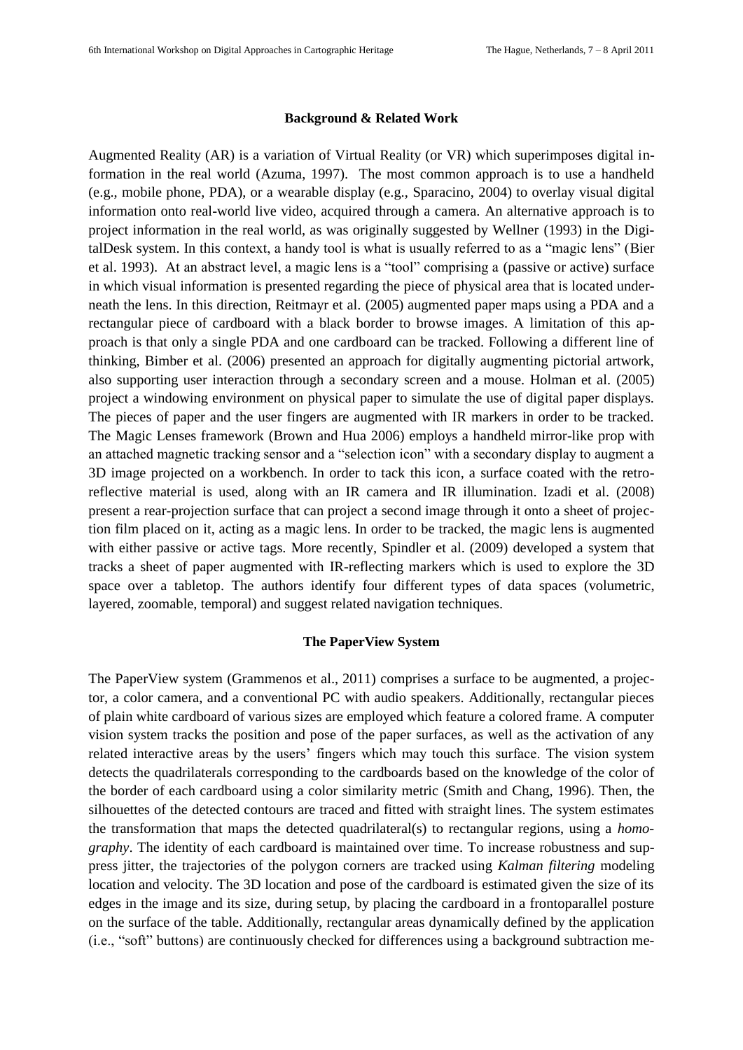## Background & Related Work

Augmented Reality (AR) is a variation of Virtual Reality (or VR) which superimposes digital information in the real world (Azuma, 1997). The most common approach is to use a handheld (e.g., mobile phone, PDA), or a wearable display (e.g., Sparacino, 2004) to overlay visual digital information onto real-world live video, acquired through a camera. An alternative approach is to project information in the real world, as was originally suggested by Wellner (1993) in the DigitalDesk system. In this context, a handy tool is what is usually referred to as a "magic lens" (Bier et al. 1993). At an abstract level, a magic lens is a "tool" comprising a (passive or active) surface in which visual information is presented regarding the piece of physical area that is located underneath the lens. In this direction, Reitmayr et al. (2005) augmented paper maps using a PDA and a rectangular piece of cardboard with a black border to browse images. A limitation of this approach is that only a single PDA and one cardboard can be tracked. Following a different line of thinking, Bimber et al. (2006) presented an approach for digitally augmenting pictorial artwork, also supporting user interaction through a secondary screen and a mouse. Holman et al. (2005) project a windowing environment on physical paper to simulate the use of digital paper displays. The pieces of paper and the user fingers are augmented with IR markers in order to be tracked. The Magic Lenses framework (Brown and Hua 2006) employs a handheld mirror-like prop with an attached magnetic tracking sensor and a "selection icon" with a secondary display to augment a 3D image projected on a workbench. In order to tack this icon, a surface coated with the retro-reflective material is used, along with an IR camera and IR illumination. Izadi et al. (2008) present a rear-projection surface that can project a second image through it onto a sheet of projection film placed on it, acting as a magic lens. In order to be tracked, the magic lens is augmented with either passive or active tags. More recently, Spindler et al. (2009) developed a system that tracks a sheet of paper augmented with IR-reflecting markers which is used to explore the 3D space over a tabletop. The authors identify four different types of data spaces (volumetric, layered, zoomable, temporal) and suggest related navigation techniques.

## The PaperView System

The PaperView system (Grammenos et al., 2011) comprises a surface to be augmented, a projector, a color camera, and a conventional PC with audio speakers. Additionally, rectangular pieces of plain white cardboard of various sizes are employed which feature a colored frame. A computer vision system tracks the position and pose of the paper surfaces, as well as the activation of any related interactive areas by the users' fingers which may touch this surface. The vision system detects the quadrilaterals corresponding to the cardboards based on the knowledge of the color of the border of each cardboard using a color similarity metric (Smith and Chang, 1996). Then, the silhouettes of the detected contours are traced and fitted with straight lines. The system estimates the transformation that maps the detected quadrilateral(s) to rectangular regions, using a *homography*. The identity of each cardboard is maintained over time. To increase robustness and suppress jitter, the trajectories of the polygon corners are tracked using *Kalman filtering* modeling location and velocity. The 3D location and pose of the cardboard is estimated given the size of its edges in the image and its size, during setup, by placing the cardboard in a frontoparallel posture on the surface of the table. Additionally, rectangular areas dynamically defined by the application (i.e., "soft" buttons) are continuously checked for differences using a background subtraction me-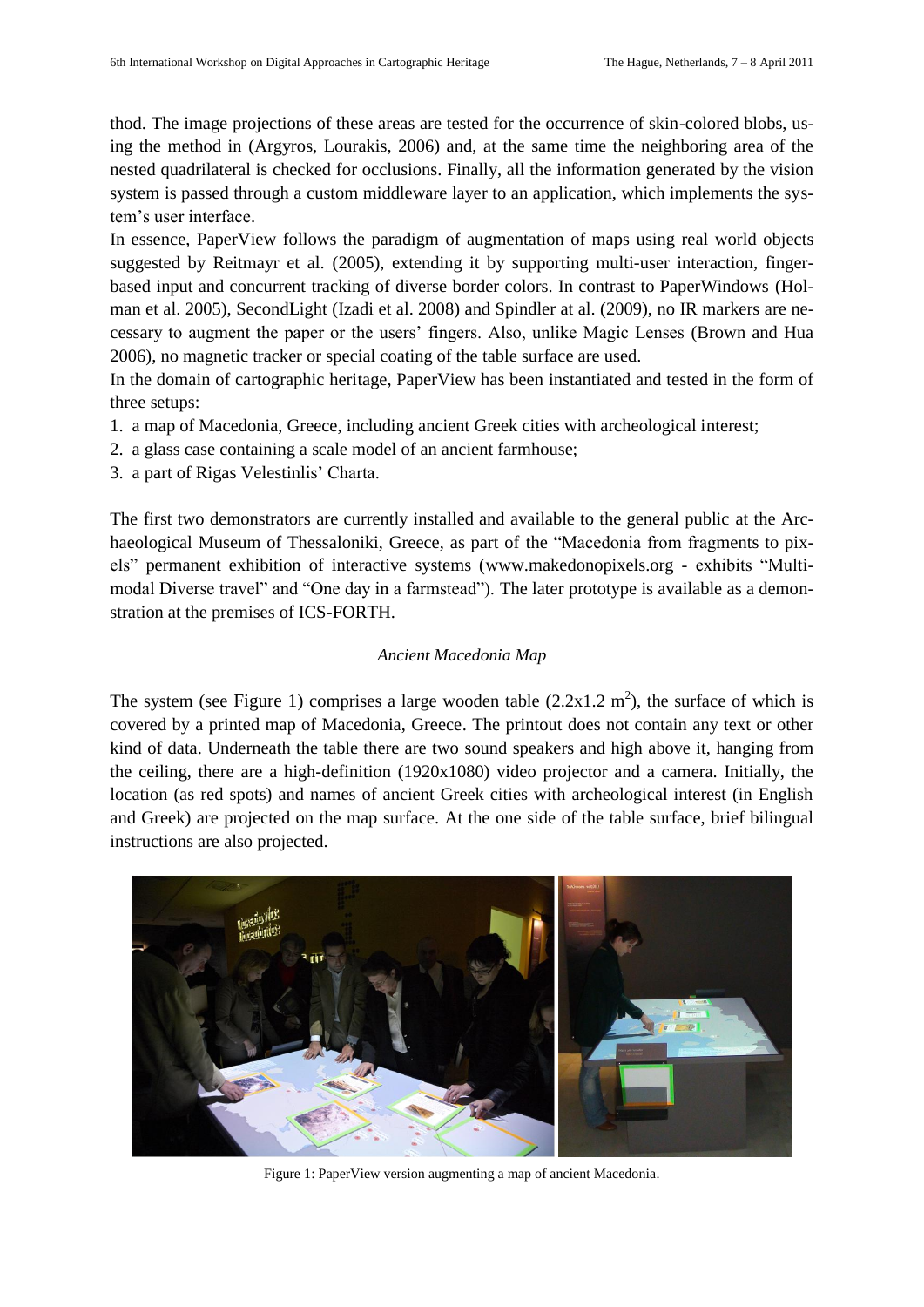thod. The image projections of these areas are tested for the occurrence of skin-colored blobs, using the method in (Argyros, Lourakis, 2006) and, at the same time the neighboring area of the nested quadrilateral is checked for occlusions. Finally, all the information generated by the vision system is passed through a custom middleware layer to an application, which implements the system's user interface.

In essence, PaperView follows the paradigm of augmentation of maps using real world objects suggested by Reitmayr et al. (2005), extending it by supporting multi-user interaction, finger-based input and concurrent tracking of diverse border colors. In contrast to PaperWindows (Holman et al. 2005), SecondLight (Izadi et al. 2008) and Spindler at al. (2009), no IR markers are necessary to augment the paper or the users' fingers. Also, unlike Magic Lenses (Brown and Hua 2006), no magnetic tracker or special coating of the table surface are used.

In the domain of cartographic heritage, PaperView has been instantiated and tested in the form of three setups:

1. a map of Macedonia, Greece, including ancient Greek cities with archeological interest;
2. a glass case containing a scale model of an ancient farmhouse;
3. a part of Rigas Velestinlis' Charta.

The first two demonstrators are currently installed and available to the general public at the Archaeological Museum of Thessaloniki, Greece, as part of the "Macedonia from fragments to pixels" permanent exhibition of interactive systems (www.makedonopixels.org - exhibits "Multimodal Diverse travel" and "One day in a farmstead"). The later prototype is available as a demonstration at the premises of ICS-FORTH.

*Ancient Macedonia Map*

The system (see Figure 1) comprises a large wooden table (2.2x1.2 $m^2$), the surface of which is covered by a printed map of Macedonia, Greece. The printout does not contain any text or other kind of data. Underneath the table there are two sound speakers and high above it, hanging from the ceiling, there are a high-definition (1920x1080) video projector and a camera. Initially, the location (as red spots) and names of ancient Greek cities with archeological interest (in English and Greek) are projected on the map surface. At the one side of the table surface, brief bilingual instructions are also projected.

Figure 1: PaperView version augmenting a map of ancient Macedonia.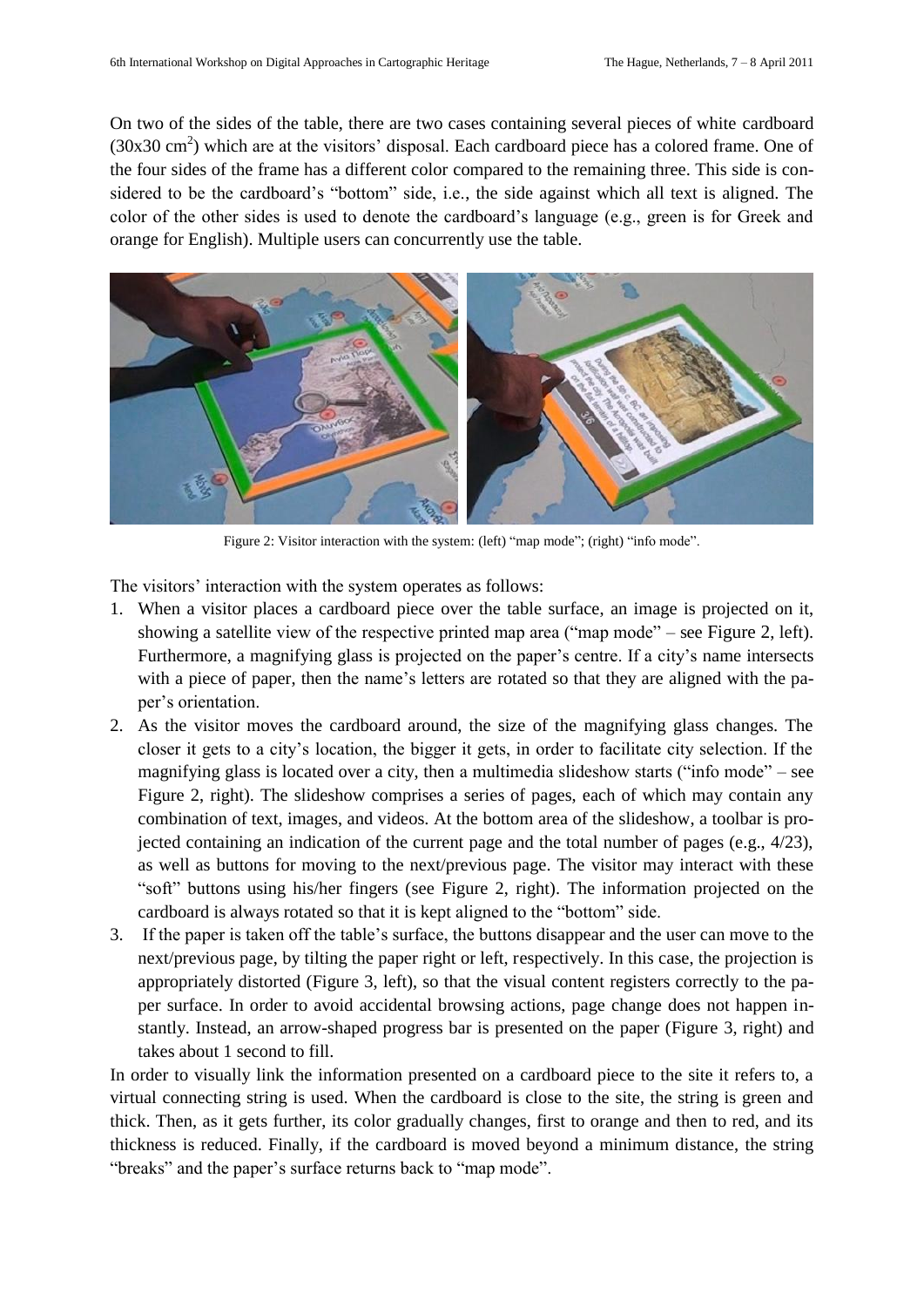On two of the sides of the table, there are two cases containing several pieces of white cardboard (30x30 $cm^2$) which are at the visitors' disposal. Each cardboard piece has a colored frame. One of the four sides of the frame has a different color compared to the remaining three. This side is considered to be the cardboard's "bottom" side, i.e., the side against which all text is aligned. The color of the other sides is used to denote the cardboard's language (e.g., green is for Greek and orange for English). Multiple users can concurrently use the table.

Figure 2: Visitor interaction with the system: (left) "map mode"; (right) "info mode".

The visitors' interaction with the system operates as follows:

1. When a visitor places a cardboard piece over the table surface, an image is projected on it, showing a satellite view of the respective printed map area ("map mode" – see Figure 2, left). Furthermore, a magnifying glass is projected on the paper's centre. If a city's name intersects with a piece of paper, then the name's letters are rotated so that they are aligned with the paper's orientation.
2. As the visitor moves the cardboard around, the size of the magnifying glass changes. The closer it gets to a city's location, the bigger it gets, in order to facilitate city selection. If the magnifying glass is located over a city, then a multimedia slideshow starts ("info mode" – see Figure 2, right). The slideshow comprises a series of pages, each of which may contain any combination of text, images, and videos. At the bottom area of the slideshow, a toolbar is projected containing an indication of the current page and the total number of pages (e.g., 4/23), as well as buttons for moving to the next/previous page. The visitor may interact with these "soft" buttons using his/her fingers (see Figure 2, right). The information projected on the cardboard is always rotated so that it is kept aligned to the "bottom" side.
3. If the paper is taken off the table's surface, the buttons disappear and the user can move to the next/previous page, by tilting the paper right or left, respectively. In this case, the projection is appropriately distorted (Figure 3, left), so that the visual content registers correctly to the paper surface. In order to avoid accidental browsing actions, page change does not happen instantly. Instead, an arrow-shaped progress bar is presented on the paper (Figure 3, right) and takes about 1 second to fill.

In order to visually link the information presented on a cardboard piece to the site it refers to, a virtual connecting string is used. When the cardboard is close to the site, the string is green and thick. Then, as it gets further, its color gradually changes, first to orange and then to red, and its thickness is reduced. Finally, if the cardboard is moved beyond a minimum distance, the string "breaks" and the paper's surface returns back to "map mode".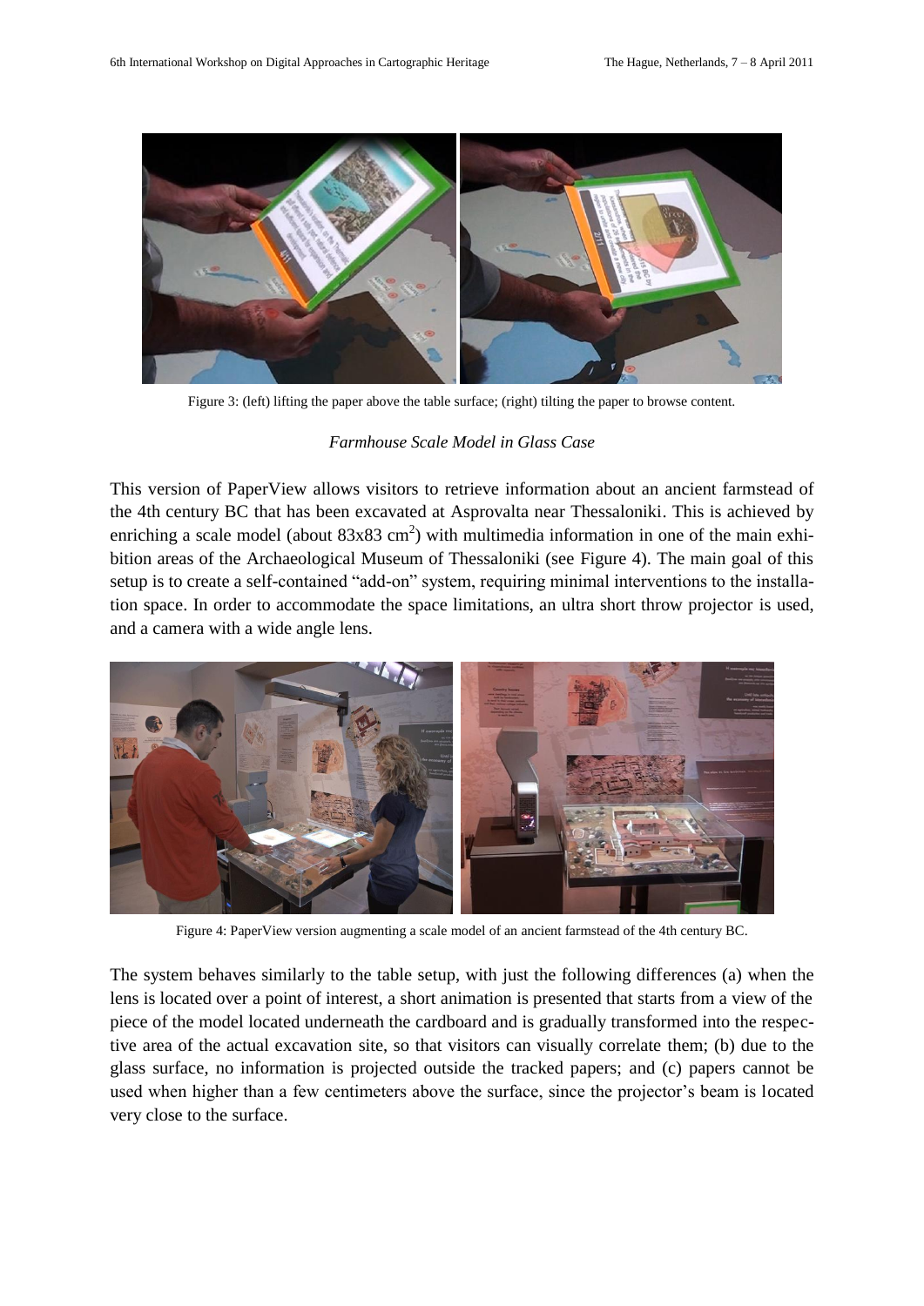Figure 3: (left) lifting the paper above the table surface; (right) tilting the paper to browse content.

*Farmhouse Scale Model in Glass Case*

This version of PaperView allows visitors to retrieve information about an ancient farmstead of the 4th century BC that has been excavated at Asprovalta near Thessaloniki. This is achieved by enriching a scale model (about 83x83 $cm^2$) with multimedia information in one of the main exhibition areas of the Archaeological Museum of Thessaloniki (see Figure 4). The main goal of this setup is to create a self-contained "add-on" system, requiring minimal interventions to the installation space. In order to accommodate the space limitations, an ultra short throw projector is used, and a camera with a wide angle lens.

Figure 4: PaperView version augmenting a scale model of an ancient farmstead of the 4th century BC.

The system behaves similarly to the table setup, with just the following differences (a) when the lens is located over a point of interest, a short animation is presented that starts from a view of the piece of the model located underneath the cardboard and is gradually transformed into the respective area of the actual excavation site, so that visitors can visually correlate them; (b) due to the glass surface, no information is projected outside the tracked papers; and (c) papers cannot be used when higher than a few centimeters above the surface, since the projector's beam is located very close to the surface.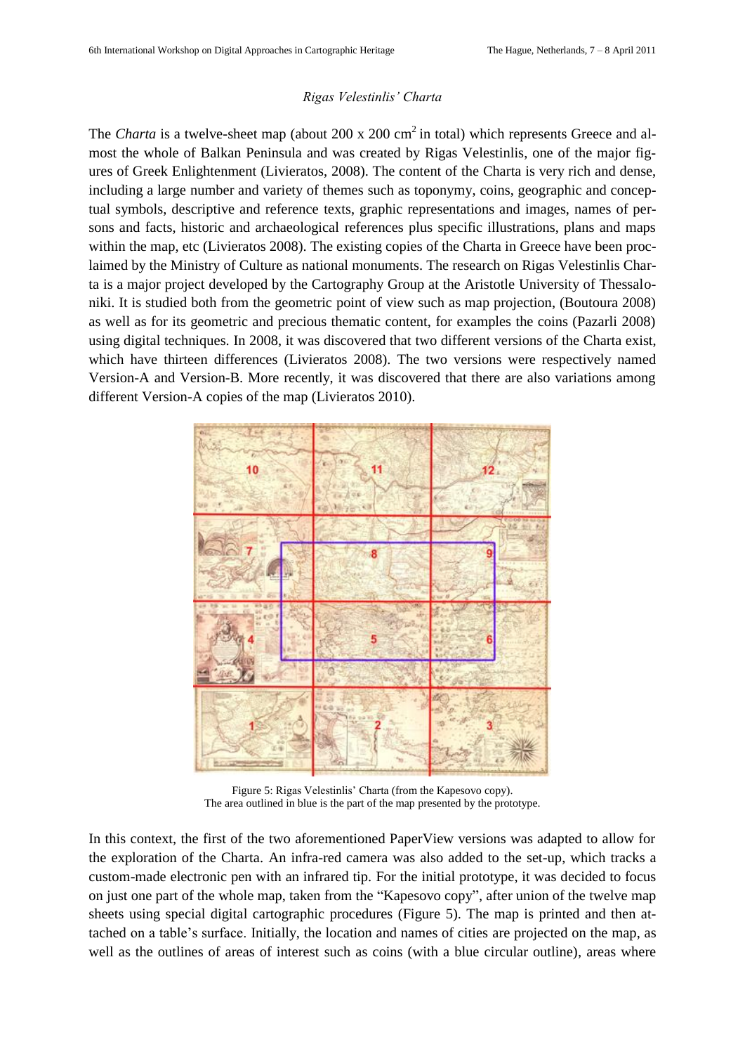### *Rigas Velestinlis' Charta*

The *Charta* is a twelve-sheet map (about 200 x 200 $cm^2$ in total) which represents Greece and almost the whole of Balkan Peninsula and was created by Rigas Velestinlis, one of the major figures of Greek Enlightenment (Livieratos, 2008). The content of the Charta is very rich and dense, including a large number and variety of themes such as toponymy, coins, geographic and conceptual symbols, descriptive and reference texts, graphic representations and images, names of persons and facts, historic and archaeological references plus specific illustrations, plans and maps within the map, etc (Livieratos 2008). The existing copies of the Charta in Greece have been proclaimed by the Ministry of Culture as national monuments. The research on Rigas Velestinlis Charta is a major project developed by the Cartography Group at the Aristotle University of Thessaloniki. It is studied both from the geometric point of view such as map projection, (Boutoura 2008) as well as for its geometric and precious thematic content, for examples the coins (Pazarli 2008) using digital techniques. In 2008, it was discovered that two different versions of the Charta exist, which have thirteen differences (Livieratos 2008). The two versions were respectively named Version-A and Version-B. More recently, it was discovered that there are also variations among different Version-A copies of the map (Livieratos 2010).

Figure 5: Rigas Velestinlis' Charta (from the Kapesovo copy).
The area outlined in blue is the part of the map presented by the prototype.

In this context, the first of the two aforementioned PaperView versions was adapted to allow for the exploration of the Charta. An infra-red camera was also added to the set-up, which tracks a custom-made electronic pen with an infrared tip. For the initial prototype, it was decided to focus on just one part of the whole map, taken from the "Kapesovo copy", after union of the twelve map sheets using special digital cartographic procedures (Figure 5). The map is printed and then attached on a table's surface. Initially, the location and names of cities are projected on the map, as well as the outlines of areas of interest such as coins (with a blue circular outline), areas where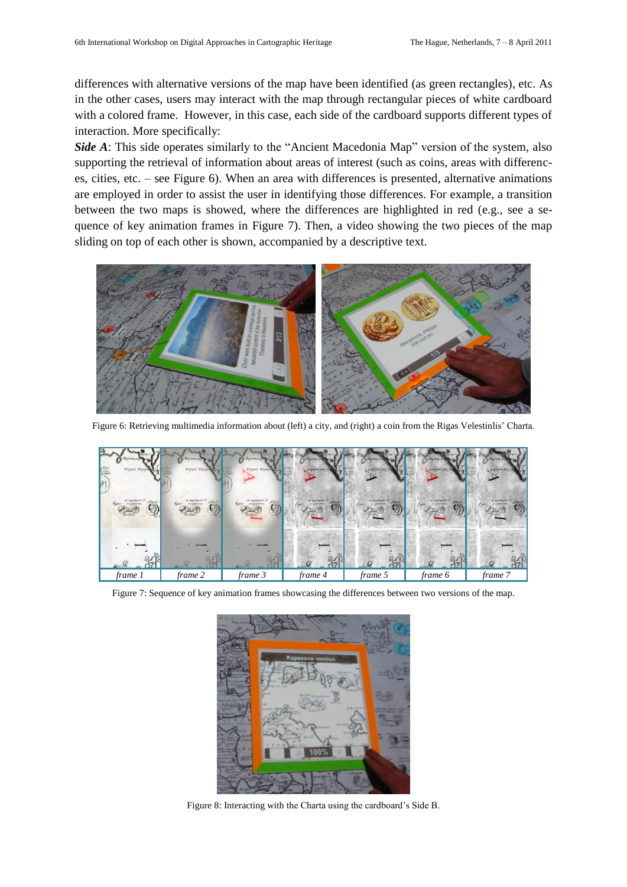differences with alternative versions of the map have been identified (as green rectangles), etc. As in the other cases, users may interact with the map through rectangular pieces of white cardboard with a colored frame. However, in this case, each side of the cardboard supports different types of interaction. More specifically:

***Side A***: This side operates similarly to the "Ancient Macedonia Map" version of the system, also supporting the retrieval of information about areas of interest (such as coins, areas with differences, cities, etc. – see Figure 6). When an area with differences is presented, alternative animations are employed in order to assist the user in identifying those differences. For example, a transition between the two maps is showed, where the differences are highlighted in red (e.g., see a sequence of key animation frames in Figure 7). Then, a video showing the two pieces of the map sliding on top of each other is shown, accompanied by a descriptive text.

Figure 6: Retrieving multimedia information about (left) a city, and (right) a coin from the Rigas Velestinlis' Charta.

| *frame 1* | *frame 2* | *frame 3* | *frame 4* | *frame 5* | *frame 6* | *frame 7* |
|---|---|---|---|---|---|---|

Figure 7: Sequence of key animation frames showcasing the differences between two versions of the map.

Figure 8: Interacting with the Charta using the cardboard's Side B.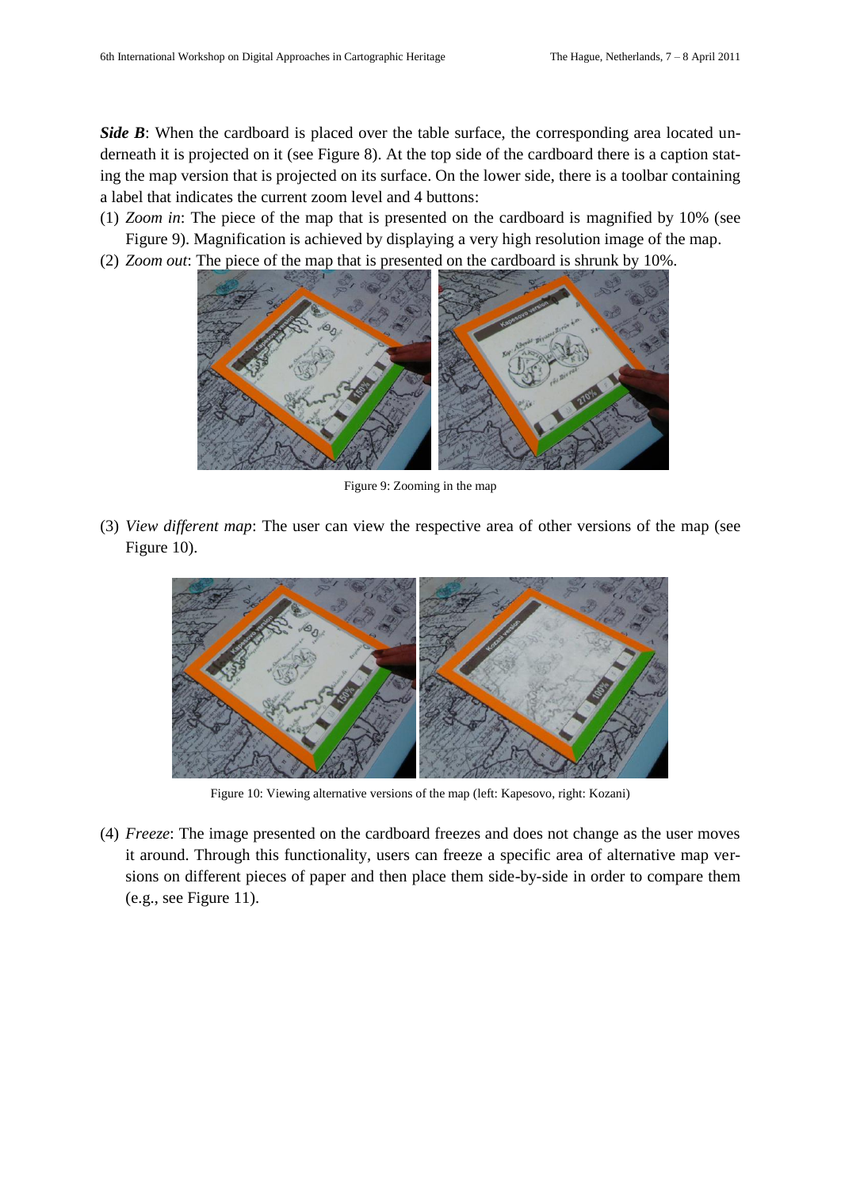***Side B***: When the cardboard is placed over the table surface, the corresponding area located underneath it is projected on it (see Figure 8). At the top side of the cardboard there is a caption stating the map version that is projected on its surface. On the lower side, there is a toolbar containing a label that indicates the current zoom level and 4 buttons:

(1) *Zoom in*: The piece of the map that is presented on the cardboard is magnified by 10% (see Figure 9). Magnification is achieved by displaying a very high resolution image of the map.

(2) *Zoom out*: The piece of the map that is presented on the cardboard is shrunk by 10%.

Figure 9: Zooming in the map

(3) *View different map*: The user can view the respective area of other versions of the map (see Figure 10).

Figure 10: Viewing alternative versions of the map (left: Kapesovo, right: Kozani)

(4) *Freeze*: The image presented on the cardboard freezes and does not change as the user moves it around. Through this functionality, users can freeze a specific area of alternative map versions on different pieces of paper and then place them side-by-side in order to compare them (e.g., see Figure 11).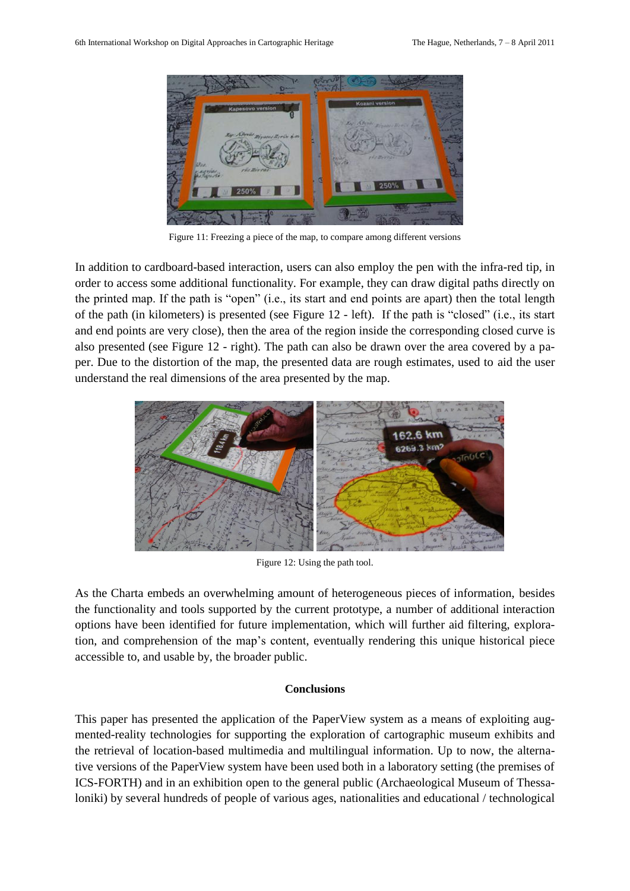Figure 11: Freezing a piece of the map, to compare among different versions

In addition to cardboard-based interaction, users can also employ the pen with the infra-red tip, in order to access some additional functionality. For example, they can draw digital paths directly on the printed map. If the path is "open" (i.e., its start and end points are apart) then the total length of the path (in kilometers) is presented (see Figure 12 - left). If the path is "closed" (i.e., its start and end points are very close), then the area of the region inside the corresponding closed curve is also presented (see Figure 12 - right). The path can also be drawn over the area covered by a paper. Due to the distortion of the map, the presented data are rough estimates, used to aid the user understand the real dimensions of the area presented by the map.

Figure 12: Using the path tool.

As the Charta embeds an overwhelming amount of heterogeneous pieces of information, besides the functionality and tools supported by the current prototype, a number of additional interaction options have been identified for future implementation, which will further aid filtering, exploration, and comprehension of the map's content, eventually rendering this unique historical piece accessible to, and usable by, the broader public.

## Conclusions

This paper has presented the application of the PaperView system as a means of exploiting augmented-reality technologies for supporting the exploration of cartographic museum exhibits and the retrieval of location-based multimedia and multilingual information. Up to now, the alternative versions of the PaperView system have been used both in a laboratory setting (the premises of ICS-FORTH) and in an exhibition open to the general public (Archaeological Museum of Thessaloniki) by several hundreds of people of various ages, nationalities and educational / technological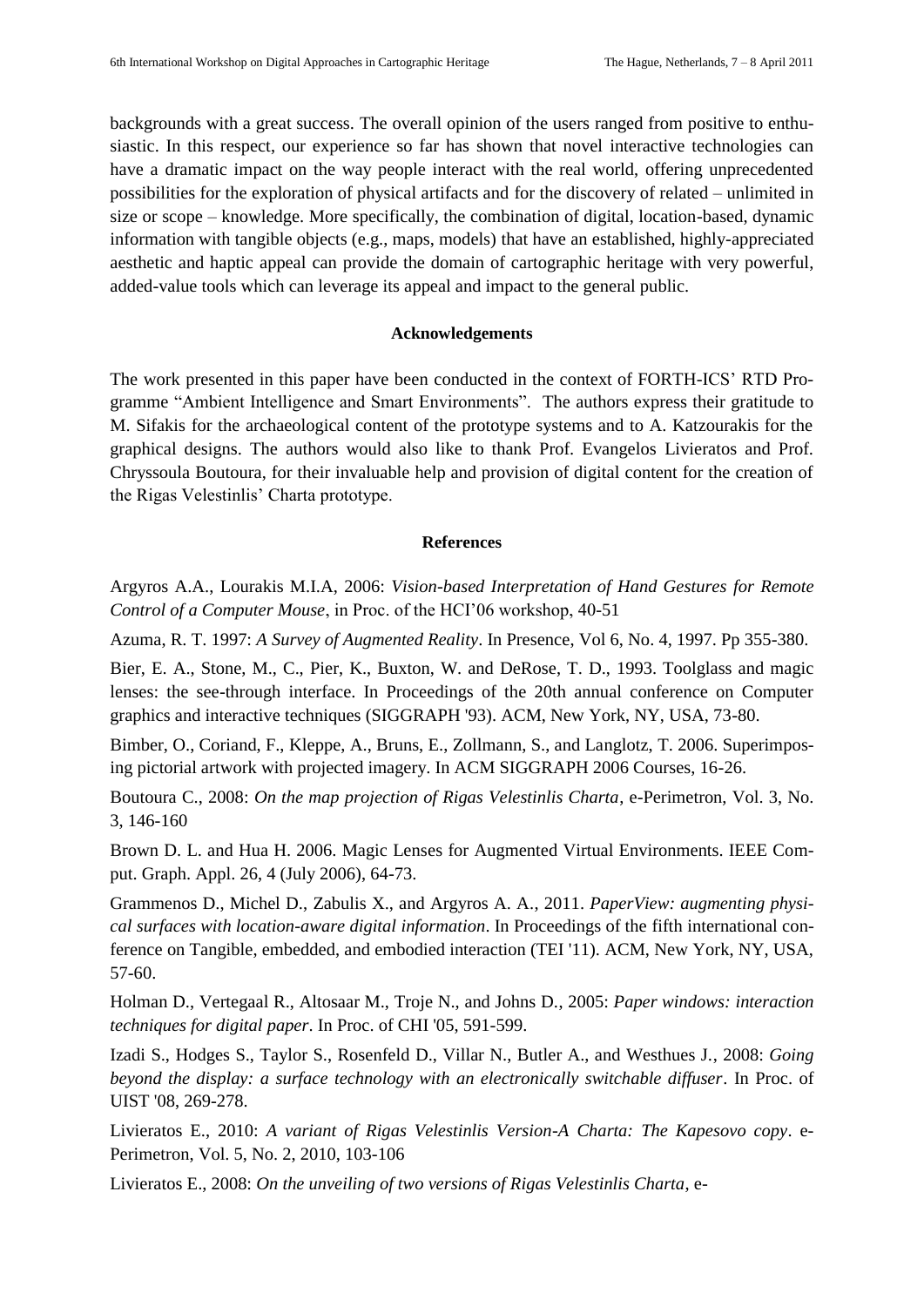backgrounds with a great success. The overall opinion of the users ranged from positive to enthusiastic. In this respect, our experience so far has shown that novel interactive technologies can have a dramatic impact on the way people interact with the real world, offering unprecedented possibilities for the exploration of physical artifacts and for the discovery of related – unlimited in size or scope – knowledge. More specifically, the combination of digital, location-based, dynamic information with tangible objects (e.g., maps, models) that have an established, highly-appreciated aesthetic and haptic appeal can provide the domain of cartographic heritage with very powerful, added-value tools which can leverage its appeal and impact to the general public.

## Acknowledgements

The work presented in this paper have been conducted in the context of FORTH-ICS' RTD Programme "Ambient Intelligence and Smart Environments". The authors express their gratitude to M. Sifakis for the archaeological content of the prototype systems and to A. Katzourakis for the graphical designs. The authors would also like to thank Prof. Evangelos Livieratos and Prof. Chryssoula Boutoura, for their invaluable help and provision of digital content for the creation of the Rigas Velestinlis' Charta prototype.

## References

Argyros A.A., Lourakis M.I.A, 2006: *Vision-based Interpretation of Hand Gestures for Remote Control of a Computer Mouse*, in Proc. of the HCI'06 workshop, 40-51

Azuma, R. T. 1997: *A Survey of Augmented Reality*. In Presence, Vol 6, No. 4, 1997. Pp 355-380.

Bier, E. A., Stone, M., C., Pier, K., Buxton, W. and DeRose, T. D., 1993. Toolglass and magic lenses: the see-through interface. In Proceedings of the 20th annual conference on Computer graphics and interactive techniques (SIGGRAPH '93). ACM, New York, NY, USA, 73-80.

Bimber, O., Coriand, F., Kleppe, A., Bruns, E., Zollmann, S., and Langlotz, T. 2006. Superimposing pictorial artwork with projected imagery. In ACM SIGGRAPH 2006 Courses, 16-26.

Boutoura C., 2008: *On the map projection of Rigas Velestinlis Charta*, e-Perimetron, Vol. 3, No. 3, 146-160

Brown D. L. and Hua H. 2006. Magic Lenses for Augmented Virtual Environments. IEEE Comput. Graph. Appl. 26, 4 (July 2006), 64-73.

Grammenos D., Michel D., Zabulis X., and Argyros A. A., 2011. *PaperView: augmenting physical surfaces with location-aware digital information*. In Proceedings of the fifth international conference on Tangible, embedded, and embodied interaction (TEI '11). ACM, New York, NY, USA, 57-60.

Holman D., Vertegaal R., Altosaar M., Troje N., and Johns D., 2005: *Paper windows: interaction techniques for digital paper*. In Proc. of CHI '05, 591-599.

Izadi S., Hodges S., Taylor S., Rosenfeld D., Villar N., Butler A., and Westhues J., 2008: *Going beyond the display: a surface technology with an electronically switchable diffuser*. In Proc. of UIST '08, 269-278.

Livieratos E., 2010: *A variant of Rigas Velestinlis Version-A Charta: The Kapesovo copy*. e-Perimetron, Vol. 5, No. 2, 2010, 103-106

Livieratos E., 2008: *On the unveiling of two versions of Rigas Velestinlis Charta*, e-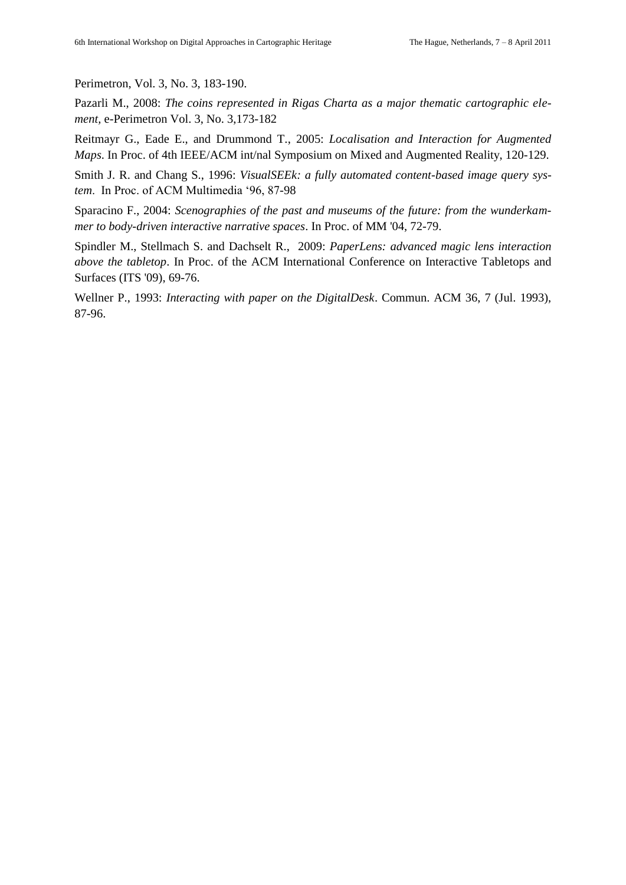Perimetron, Vol. 3, No. 3, 183-190.

Pazarli M., 2008: *The coins represented in Rigas Charta as a major thematic cartographic element*, e-Perimetron Vol. 3, No. 3,173-182

Reitmayr G., Eade E., and Drummond T., 2005: *Localisation and Interaction for Augmented Maps*. In Proc. of 4th IEEE/ACM int/nal Symposium on Mixed and Augmented Reality, 120-129.

Smith J. R. and Chang S., 1996: *VisualSEEk: a fully automated content-based image query system*. In Proc. of ACM Multimedia '96, 87-98

Sparacino F., 2004: *Scenographies of the past and museums of the future: from the wunderkammer to body-driven interactive narrative spaces*. In Proc. of MM '04, 72-79.

Spindler M., Stellmach S. and Dachselt R., 2009: *PaperLens: advanced magic lens interaction above the tabletop*. In Proc. of the ACM International Conference on Interactive Tabletops and Surfaces (ITS '09), 69-76.

Wellner P., 1993: *Interacting with paper on the DigitalDesk*. Commun. ACM 36, 7 (Jul. 1993), 87-96.